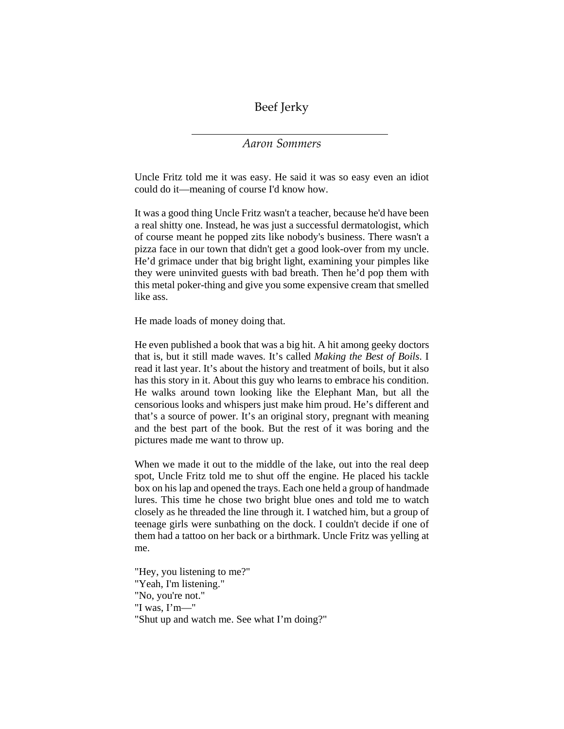# Beef Jerky

*Aaron Sommers*

Uncle Fritz told me it was easy. He said it was so easy even an idiot could do it—meaning of course I'd know how.

It was a good thing Uncle Fritz wasn't a teacher, because he'd have been a real shitty one. Instead, he was just a successful dermatologist, which of course meant he popped zits like nobody's business. There wasn't a pizza face in our town that didn't get a good look-over from my uncle. He'd grimace under that big bright light, examining your pimples like they were uninvited guests with bad breath. Then he'd pop them with this metal poker-thing and give you some expensive cream that smelled like ass.

He made loads of money doing that.

He even published a book that was a big hit. A hit among geeky doctors that is, but it still made waves. It's called *Making the Best of Boils*. I read it last year. It's about the history and treatment of boils, but it also has this story in it. About this guy who learns to embrace his condition. He walks around town looking like the Elephant Man, but all the censorious looks and whispers just make him proud. He's different and that's a source of power. It's an original story, pregnant with meaning and the best part of the book. But the rest of it was boring and the pictures made me want to throw up.

When we made it out to the middle of the lake, out into the real deep spot, Uncle Fritz told me to shut off the engine. He placed his tackle box on his lap and opened the trays. Each one held a group of handmade lures. This time he chose two bright blue ones and told me to watch closely as he threaded the line through it. I watched him, but a group of teenage girls were sunbathing on the dock. I couldn't decide if one of them had a tattoo on her back or a birthmark. Uncle Fritz was yelling at me.

"Hey, you listening to me?"
"Yeah, I'm listening."
"No, you're not."
"I was, I'm—"
"Shut up and watch me. See what I'm doing?"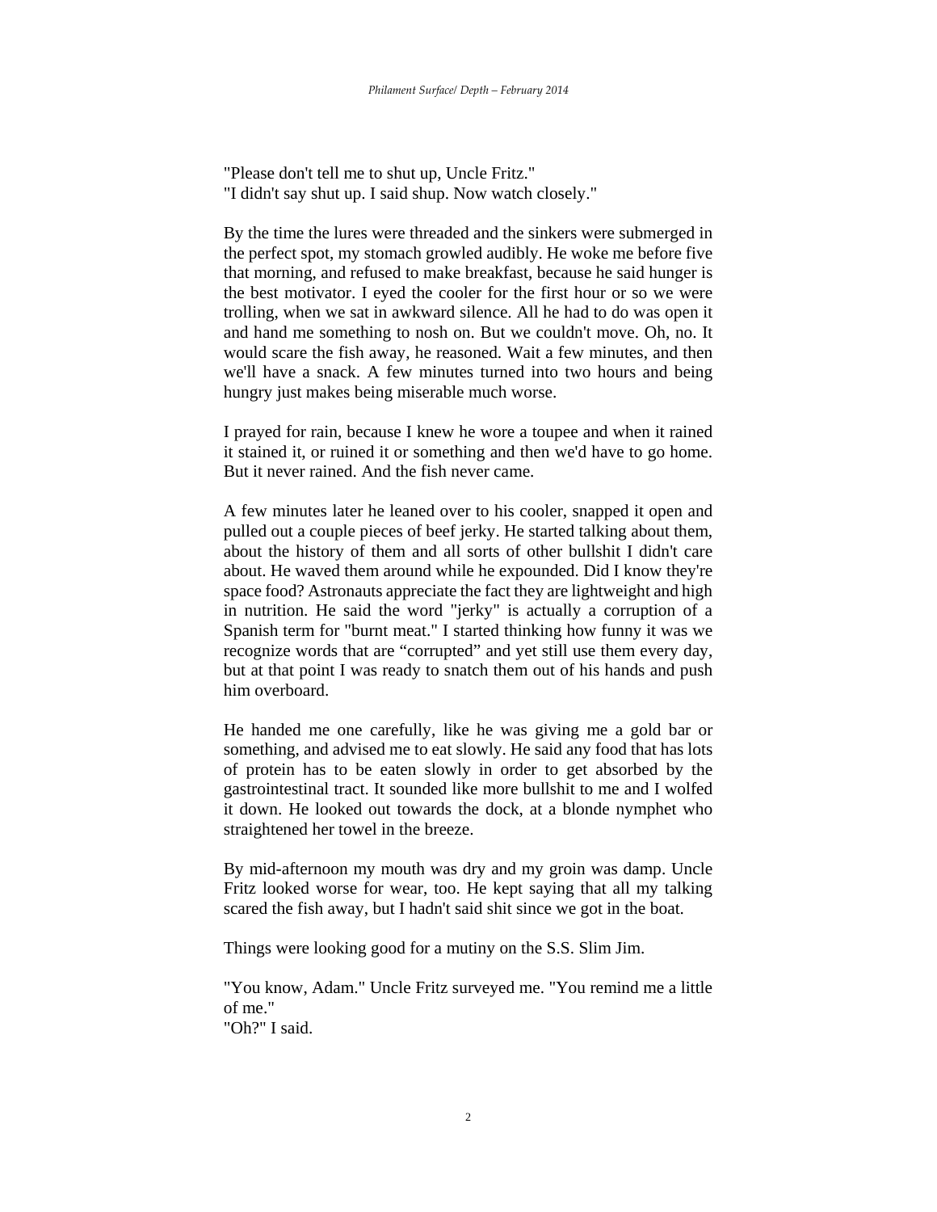"Please don't tell me to shut up, Uncle Fritz."
"I didn't say shut up. I said shup. Now watch closely."

By the time the lures were threaded and the sinkers were submerged in the perfect spot, my stomach growled audibly. He woke me before five that morning, and refused to make breakfast, because he said hunger is the best motivator. I eyed the cooler for the first hour or so we were trolling, when we sat in awkward silence. All he had to do was open it and hand me something to nosh on. But we couldn't move. Oh, no. It would scare the fish away, he reasoned. Wait a few minutes, and then we'll have a snack. A few minutes turned into two hours and being hungry just makes being miserable much worse.

I prayed for rain, because I knew he wore a toupee and when it rained it stained it, or ruined it or something and then we'd have to go home. But it never rained. And the fish never came.

A few minutes later he leaned over to his cooler, snapped it open and pulled out a couple pieces of beef jerky. He started talking about them, about the history of them and all sorts of other bullshit I didn't care about. He waved them around while he expounded. Did I know they're space food? Astronauts appreciate the fact they are lightweight and high in nutrition. He said the word "jerky" is actually a corruption of a Spanish term for "burnt meat." I started thinking how funny it was we recognize words that are "corrupted" and yet still use them every day, but at that point I was ready to snatch them out of his hands and push him overboard.

He handed me one carefully, like he was giving me a gold bar or something, and advised me to eat slowly. He said any food that has lots of protein has to be eaten slowly in order to get absorbed by the gastrointestinal tract. It sounded like more bullshit to me and I wolfed it down. He looked out towards the dock, at a blonde nymphet who straightened her towel in the breeze.

By mid-afternoon my mouth was dry and my groin was damp. Uncle Fritz looked worse for wear, too. He kept saying that all my talking scared the fish away, but I hadn't said shit since we got in the boat.

Things were looking good for a mutiny on the S.S. Slim Jim.

"You know, Adam." Uncle Fritz surveyed me. "You remind me a little of me."
"Oh?" I said.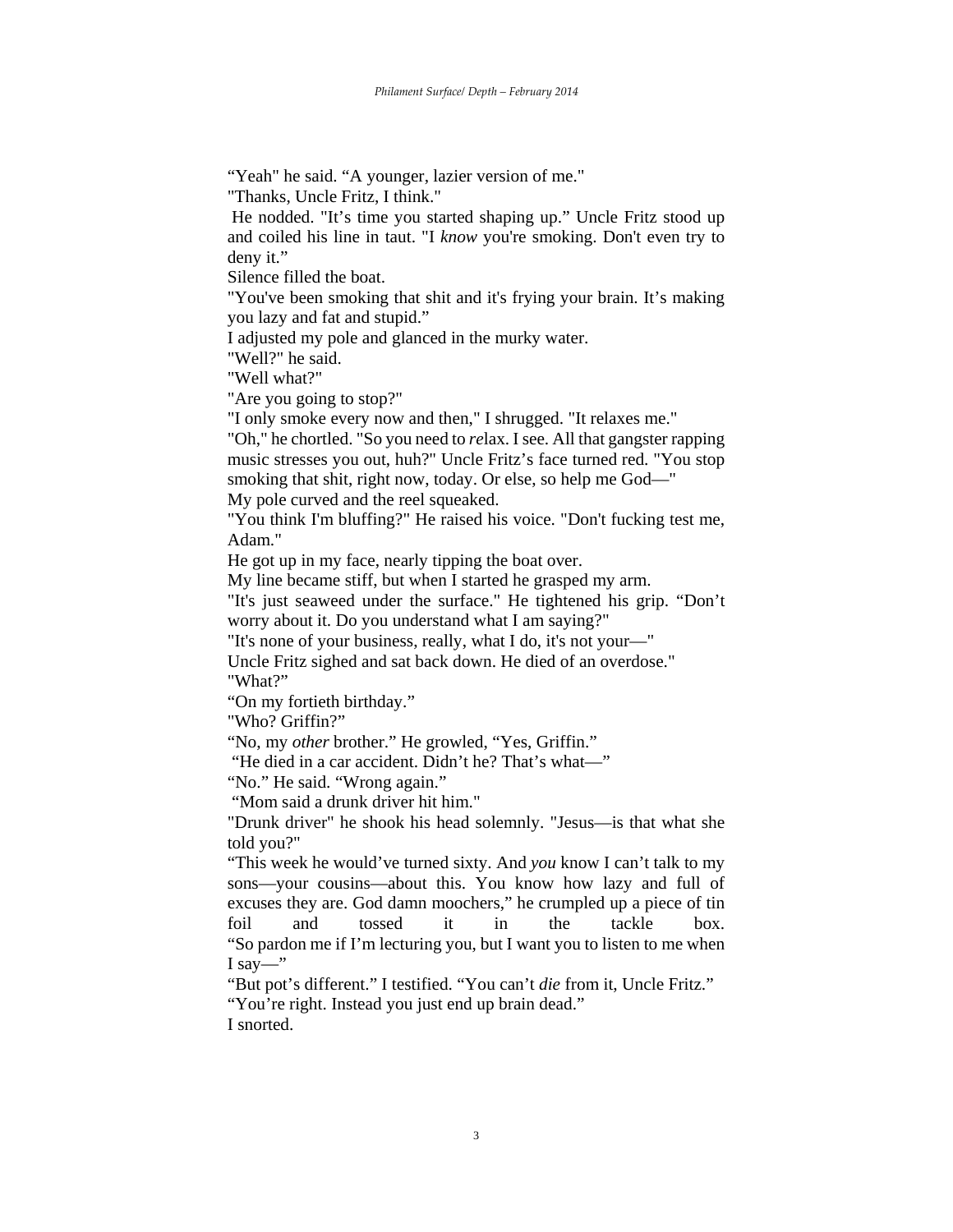“Yeah" he said. “A younger, lazier version of me."

"Thanks, Uncle Fritz, I think."

He nodded. "It’s time you started shaping up.” Uncle Fritz stood up and coiled his line in taut. "I *know* you're smoking. Don't even try to deny it.”

Silence filled the boat.

"You've been smoking that shit and it's frying your brain. It’s making you lazy and fat and stupid.”

I adjusted my pole and glanced in the murky water.

"Well?" he said.

"Well what?"

"Are you going to stop?"

"I only smoke every now and then," I shrugged. "It relaxes me."

"Oh," he chortled. "So you need to *re*lax. I see. All that gangster rapping music stresses you out, huh?" Uncle Fritz’s face turned red. "You stop smoking that shit, right now, today. Or else, so help me God—"

My pole curved and the reel squeaked.

"You think I'm bluffing?" He raised his voice. "Don't fucking test me, Adam."

He got up in my face, nearly tipping the boat over.

My line became stiff, but when I started he grasped my arm.

"It's just seaweed under the surface." He tightened his grip. “Don’t worry about it. Do you understand what I am saying?"

"It's none of your business, really, what I do, it's not your—"

Uncle Fritz sighed and sat back down. He died of an overdose."

"What?”

“On my fortieth birthday.”

"Who? Griffin?”

“No, my *other* brother.” He growled, “Yes, Griffin.”

“He died in a car accident. Didn’t he? That’s what—”

“No.” He said. “Wrong again.”

“Mom said a drunk driver hit him."

"Drunk driver" he shook his head solemnly. "Jesus—is that what she told you?"

“This week he would’ve turned sixty. And *you* know I can’t talk to my sons—your cousins—about this. You know how lazy and full of excuses they are. God damn moochers,” he crumpled up a piece of tin foil and tossed it in the tackle box.

“So pardon me if I’m lecturing you, but I want you to listen to me when I say—”

“But pot’s different.” I testified. “You can’t *die* from it, Uncle Fritz.”

“You’re right. Instead you just end up brain dead.”

I snorted.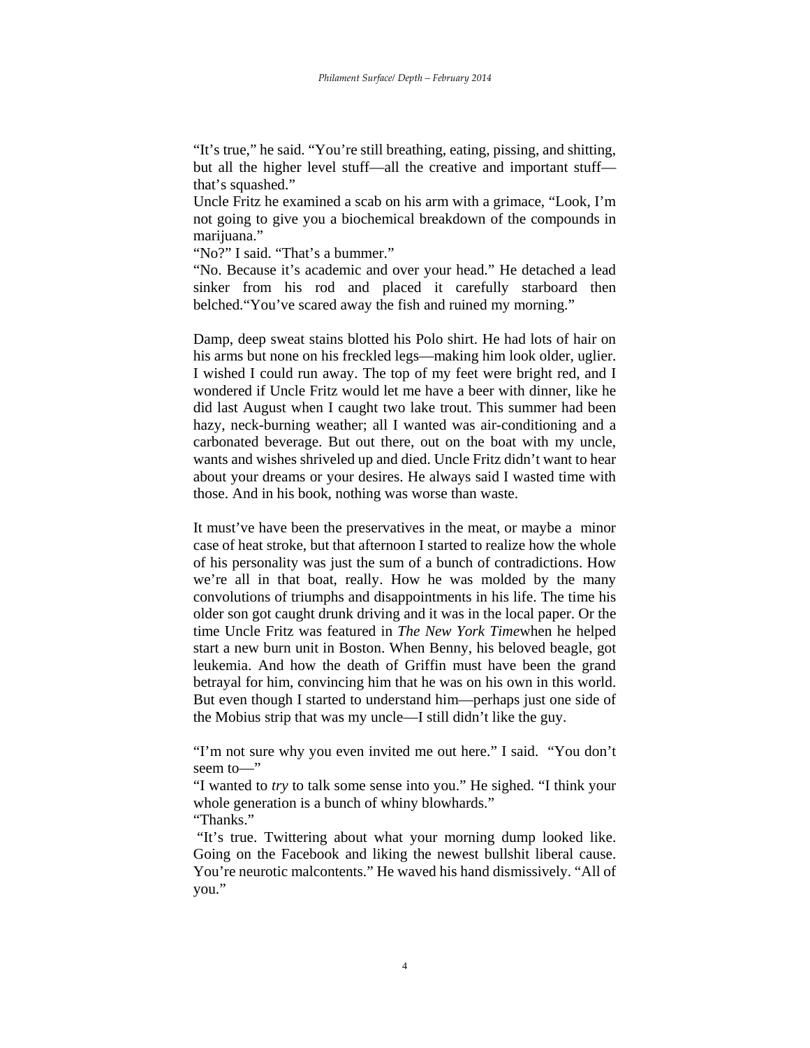"It's true," he said. "You're still breathing, eating, pissing, and shitting, but all the higher level stuff—all the creative and important stuff—that's squashed."

Uncle Fritz he examined a scab on his arm with a grimace, "Look, I'm not going to give you a biochemical breakdown of the compounds in marijuana."

"No?" I said. "That's a bummer."

"No. Because it's academic and over your head." He detached a lead sinker from his rod and placed it carefully starboard then belched."You've scared away the fish and ruined my morning."

Damp, deep sweat stains blotted his Polo shirt. He had lots of hair on his arms but none on his freckled legs—making him look older, uglier. I wished I could run away. The top of my feet were bright red, and I wondered if Uncle Fritz would let me have a beer with dinner, like he did last August when I caught two lake trout. This summer had been hazy, neck-burning weather; all I wanted was air-conditioning and a carbonated beverage. But out there, out on the boat with my uncle, wants and wishes shriveled up and died. Uncle Fritz didn't want to hear about your dreams or your desires. He always said I wasted time with those. And in his book, nothing was worse than waste.

It must've have been the preservatives in the meat, or maybe a minor case of heat stroke, but that afternoon I started to realize how the whole of his personality was just the sum of a bunch of contradictions. How we're all in that boat, really. How he was molded by the many convolutions of triumphs and disappointments in his life. The time his older son got caught drunk driving and it was in the local paper. Or the time Uncle Fritz was featured in *The New York Time*when he helped start a new burn unit in Boston. When Benny, his beloved beagle, got leukemia. And how the death of Griffin must have been the grand betrayal for him, convincing him that he was on his own in this world. But even though I started to understand him—perhaps just one side of the Mobius strip that was my uncle—I still didn't like the guy.

"I'm not sure why you even invited me out here." I said. "You don't seem to—"

"I wanted to *try* to talk some sense into you." He sighed. "I think your whole generation is a bunch of whiny blowhards."

"Thanks."

"It's true. Twittering about what your morning dump looked like. Going on the Facebook and liking the newest bullshit liberal cause. You're neurotic malcontents." He waved his hand dismissively. "All of you."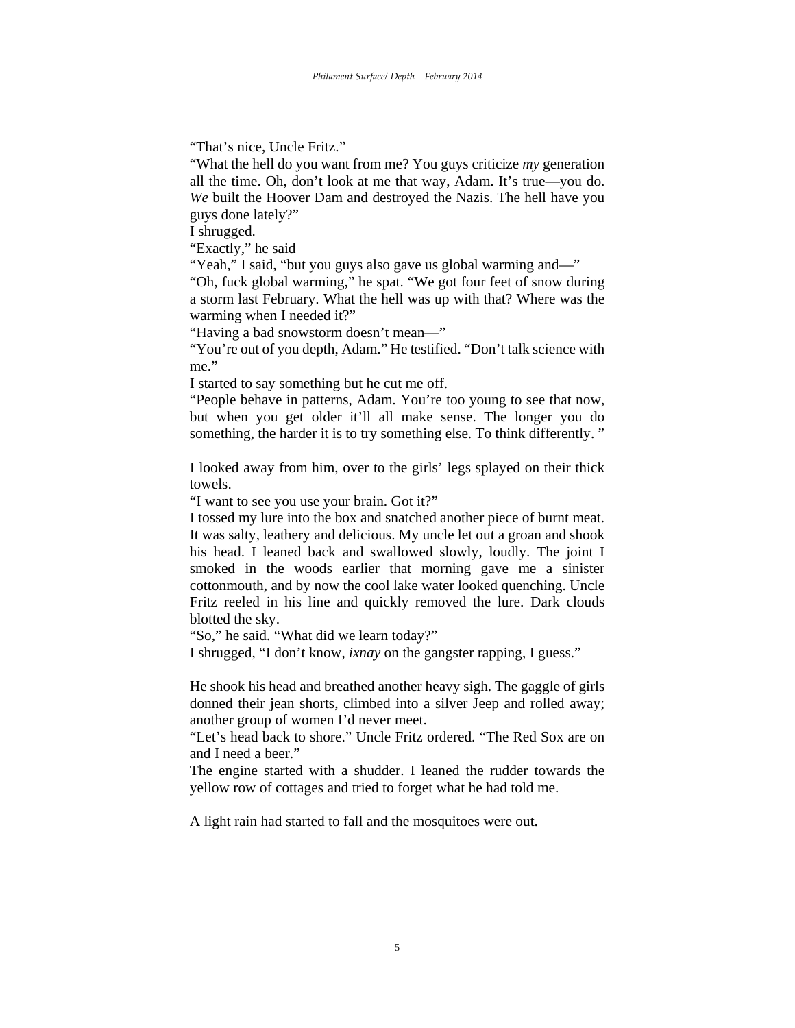"That's nice, Uncle Fritz."

"What the hell do you want from me? You guys criticize *my* generation all the time. Oh, don't look at me that way, Adam. It's true—you do. *We* built the Hoover Dam and destroyed the Nazis. The hell have you guys done lately?"

I shrugged.

"Exactly," he said

"Yeah," I said, "but you guys also gave us global warming and—"

"Oh, fuck global warming," he spat. "We got four feet of snow during a storm last February. What the hell was up with that? Where was the warming when I needed it?"

"Having a bad snowstorm doesn't mean—"

"You're out of you depth, Adam." He testified. "Don't talk science with me."

I started to say something but he cut me off.

"People behave in patterns, Adam. You're too young to see that now, but when you get older it'll all make sense. The longer you do something, the harder it is to try something else. To think differently. "

I looked away from him, over to the girls' legs splayed on their thick towels.

"I want to see you use your brain. Got it?"

I tossed my lure into the box and snatched another piece of burnt meat. It was salty, leathery and delicious. My uncle let out a groan and shook his head. I leaned back and swallowed slowly, loudly. The joint I smoked in the woods earlier that morning gave me a sinister cottonmouth, and by now the cool lake water looked quenching. Uncle Fritz reeled in his line and quickly removed the lure. Dark clouds blotted the sky.

"So," he said. "What did we learn today?"

I shrugged, "I don't know, *ixnay* on the gangster rapping, I guess."

He shook his head and breathed another heavy sigh. The gaggle of girls donned their jean shorts, climbed into a silver Jeep and rolled away; another group of women I'd never meet.

"Let's head back to shore." Uncle Fritz ordered. "The Red Sox are on and I need a beer."

The engine started with a shudder. I leaned the rudder towards the yellow row of cottages and tried to forget what he had told me.

A light rain had started to fall and the mosquitoes were out.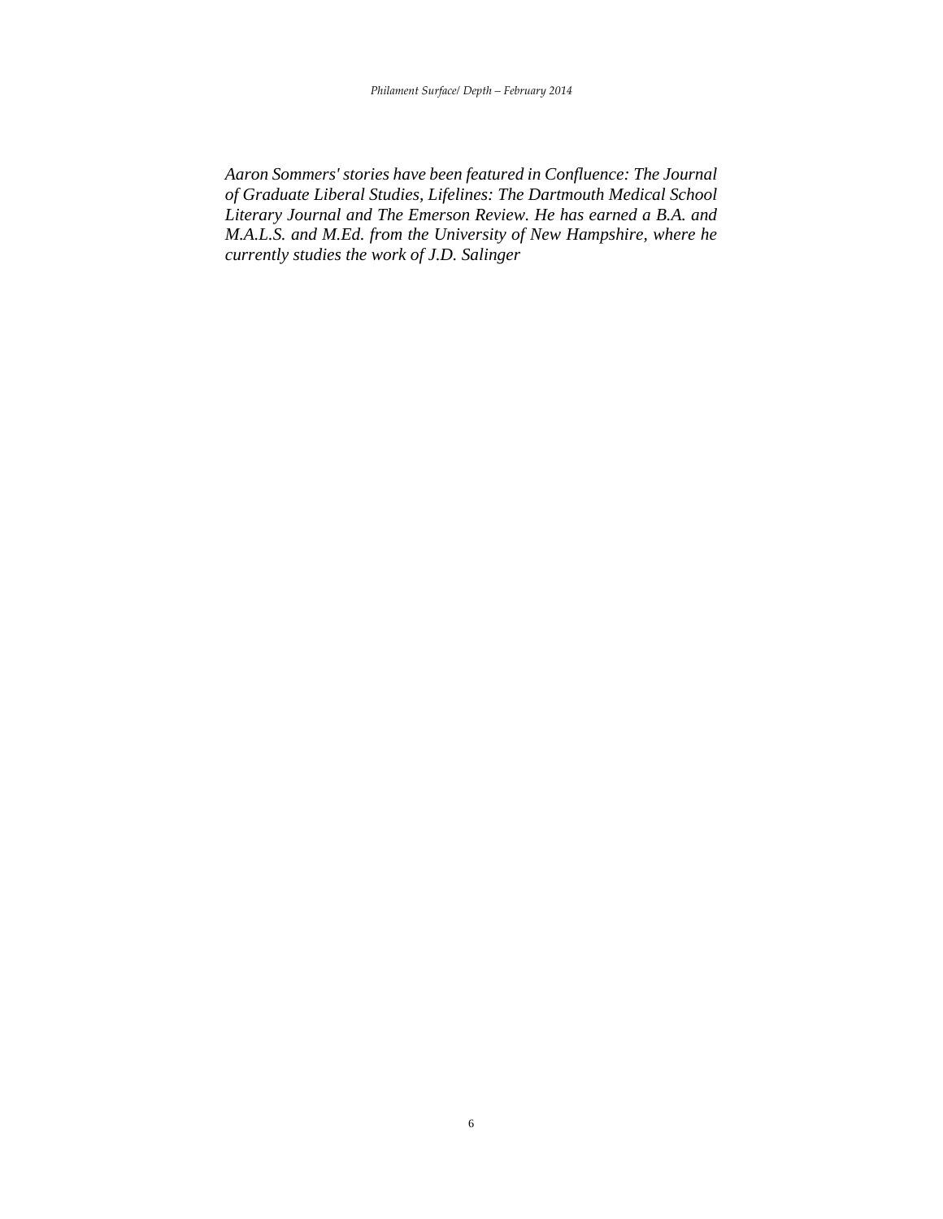*Aaron Sommers' stories have been featured in Confluence: The Journal of Graduate Liberal Studies, Lifelines: The Dartmouth Medical School Literary Journal and The Emerson Review. He has earned a B.A. and M.A.L.S. and M.Ed. from the University of New Hampshire, where he currently studies the work of J.D. Salinger*